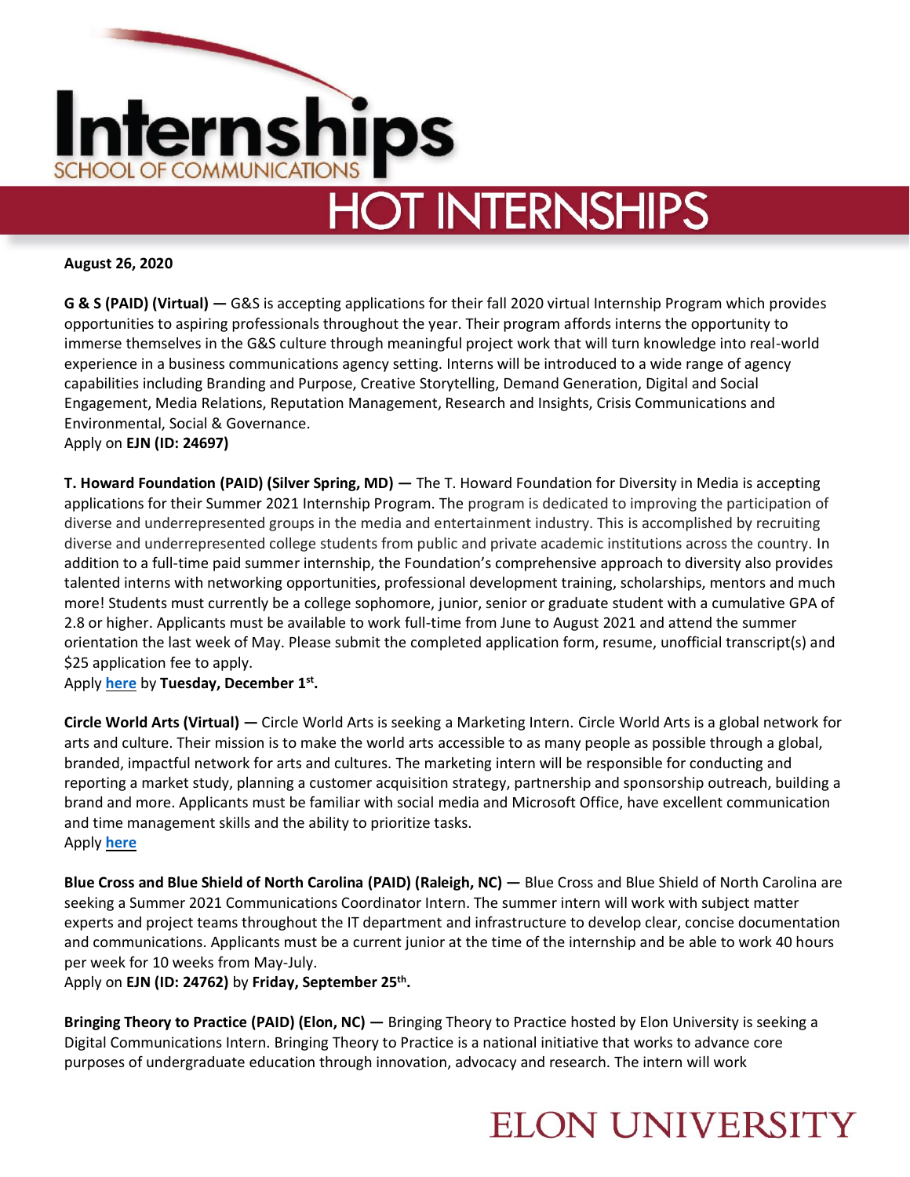# Internships

SCHOOL OF COMMUNICATIONS

## HOT INTERNSHIPS

**August 26, 2020**

**G & S (PAID) (Virtual) —** G&S is accepting applications for their fall 2020 virtual Internship Program which provides opportunities to aspiring professionals throughout the year. Their program affords interns the opportunity to immerse themselves in the G&S culture through meaningful project work that will turn knowledge into real-world experience in a business communications agency setting. Interns will be introduced to a wide range of agency capabilities including Branding and Purpose, Creative Storytelling, Demand Generation, Digital and Social Engagement, Media Relations, Reputation Management, Research and Insights, Crisis Communications and Environmental, Social & Governance.
Apply on **EJN (ID: 24697)**

**T. Howard Foundation (PAID) (Silver Spring, MD) —** The T. Howard Foundation for Diversity in Media is accepting applications for their Summer 2021 Internship Program. The program is dedicated to improving the participation of diverse and underrepresented groups in the media and entertainment industry. This is accomplished by recruiting diverse and underrepresented college students from public and private academic institutions across the country. In addition to a full-time paid summer internship, the Foundation's comprehensive approach to diversity also provides talented interns with networking opportunities, professional development training, scholarships, mentors and much more! Students must currently be a college sophomore, junior, senior or graduate student with a cumulative GPA of 2.8 or higher. Applicants must be available to work full-time from June to August 2021 and attend the summer orientation the last week of May. Please submit the completed application form, resume, unofficial transcript(s) and $25 application fee to apply.
Apply **here** by **Tuesday, December 1st.**

**Circle World Arts (Virtual) —** Circle World Arts is seeking a Marketing Intern. Circle World Arts is a global network for arts and culture. Their mission is to make the world arts accessible to as many people as possible through a global, branded, impactful network for arts and cultures. The marketing intern will be responsible for conducting and reporting a market study, planning a customer acquisition strategy, partnership and sponsorship outreach, building a brand and more. Applicants must be familiar with social media and Microsoft Office, have excellent communication and time management skills and the ability to prioritize tasks.
Apply **here**

**Blue Cross and Blue Shield of North Carolina (PAID) (Raleigh, NC) —** Blue Cross and Blue Shield of North Carolina are seeking a Summer 2021 Communications Coordinator Intern. The summer intern will work with subject matter experts and project teams throughout the IT department and infrastructure to develop clear, concise documentation and communications. Applicants must be a current junior at the time of the internship and be able to work 40 hours per week for 10 weeks from May-July.
Apply on **EJN (ID: 24762)** by **Friday, September 25th.**

**Bringing Theory to Practice (PAID) (Elon, NC) —** Bringing Theory to Practice hosted by Elon University is seeking a Digital Communications Intern. Bringing Theory to Practice is a national initiative that works to advance core purposes of undergraduate education through innovation, advocacy and research. The intern will work

ELON UNIVERSITY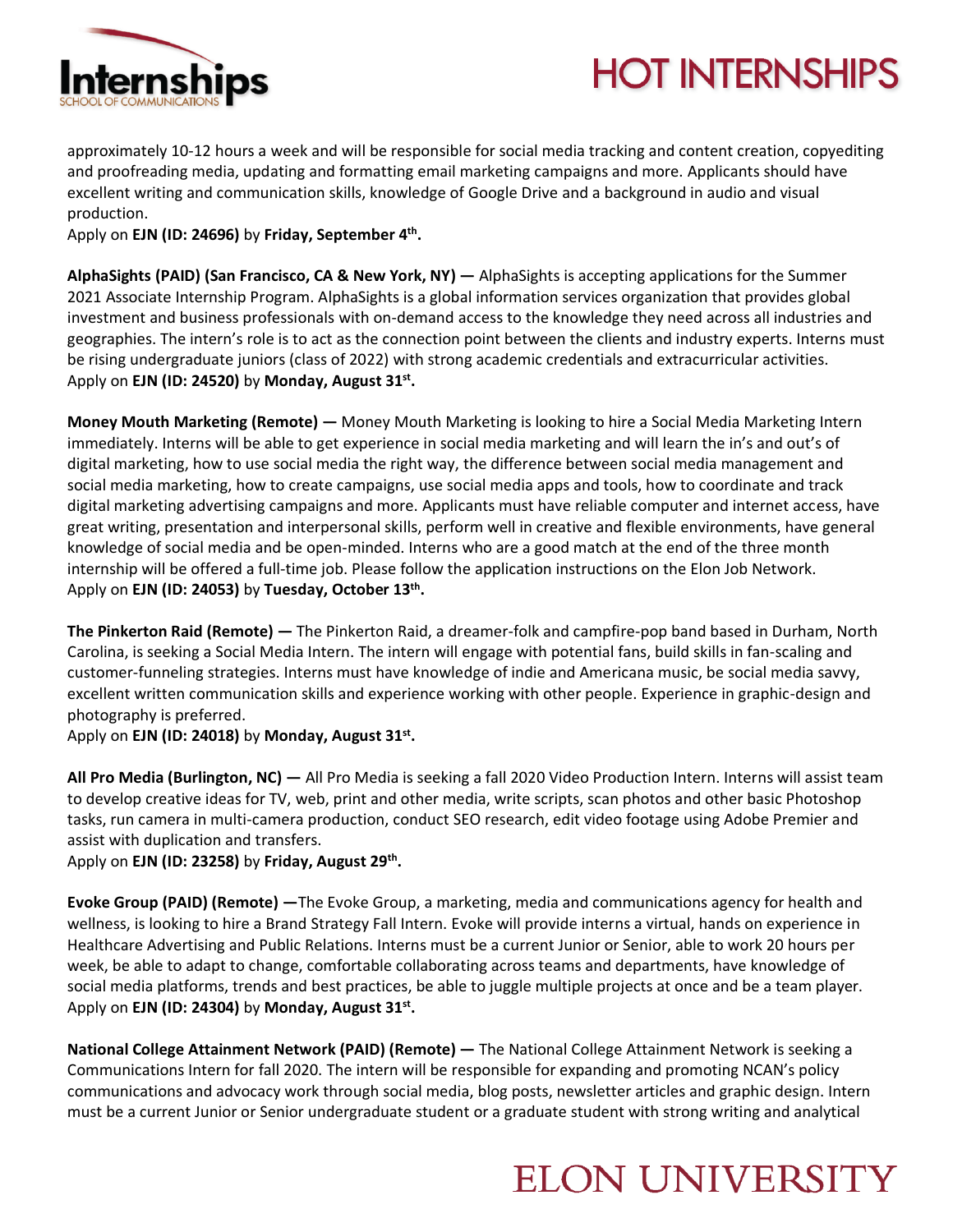approximately 10-12 hours a week and will be responsible for social media tracking and content creation, copyediting and proofreading media, updating and formatting email marketing campaigns and more. Applicants should have excellent writing and communication skills, knowledge of Google Drive and a background in audio and visual production.
Apply on **EJN (ID: 24696)** by **Friday, September 4th.**

**AlphaSights (PAID) (San Francisco, CA & New York, NY) —** AlphaSights is accepting applications for the Summer 2021 Associate Internship Program. AlphaSights is a global information services organization that provides global investment and business professionals with on-demand access to the knowledge they need across all industries and geographies. The intern's role is to act as the connection point between the clients and industry experts. Interns must be rising undergraduate juniors (class of 2022) with strong academic credentials and extracurricular activities.
Apply on **EJN (ID: 24520)** by **Monday, August 31st.**

**Money Mouth Marketing (Remote) —** Money Mouth Marketing is looking to hire a Social Media Marketing Intern immediately. Interns will be able to get experience in social media marketing and will learn the in's and out's of digital marketing, how to use social media the right way, the difference between social media management and social media marketing, how to create campaigns, use social media apps and tools, how to coordinate and track digital marketing advertising campaigns and more. Applicants must have reliable computer and internet access, have great writing, presentation and interpersonal skills, perform well in creative and flexible environments, have general knowledge of social media and be open-minded. Interns who are a good match at the end of the three month internship will be offered a full-time job. Please follow the application instructions on the Elon Job Network.
Apply on **EJN (ID: 24053)** by **Tuesday, October 13th.**

**The Pinkerton Raid (Remote) —** The Pinkerton Raid, a dreamer-folk and campfire-pop band based in Durham, North Carolina, is seeking a Social Media Intern. The intern will engage with potential fans, build skills in fan-scaling and customer-funneling strategies. Interns must have knowledge of indie and Americana music, be social media savvy, excellent written communication skills and experience working with other people. Experience in graphic-design and photography is preferred.
Apply on **EJN (ID: 24018)** by **Monday, August 31st.**

**All Pro Media (Burlington, NC) —** All Pro Media is seeking a fall 2020 Video Production Intern. Interns will assist team to develop creative ideas for TV, web, print and other media, write scripts, scan photos and other basic Photoshop tasks, run camera in multi-camera production, conduct SEO research, edit video footage using Adobe Premier and assist with duplication and transfers.
Apply on **EJN (ID: 23258)** by **Friday, August 29th.**

**Evoke Group (PAID) (Remote) —**The Evoke Group, a marketing, media and communications agency for health and wellness, is looking to hire a Brand Strategy Fall Intern. Evoke will provide interns a virtual, hands on experience in Healthcare Advertising and Public Relations. Interns must be a current Junior or Senior, able to work 20 hours per week, be able to adapt to change, comfortable collaborating across teams and departments, have knowledge of social media platforms, trends and best practices, be able to juggle multiple projects at once and be a team player.
Apply on **EJN (ID: 24304)** by **Monday, August 31st.**

**National College Attainment Network (PAID) (Remote) —** The National College Attainment Network is seeking a Communications Intern for fall 2020. The intern will be responsible for expanding and promoting NCAN's policy communications and advocacy work through social media, blog posts, newsletter articles and graphic design. Intern must be a current Junior or Senior undergraduate student or a graduate student with strong writing and analytical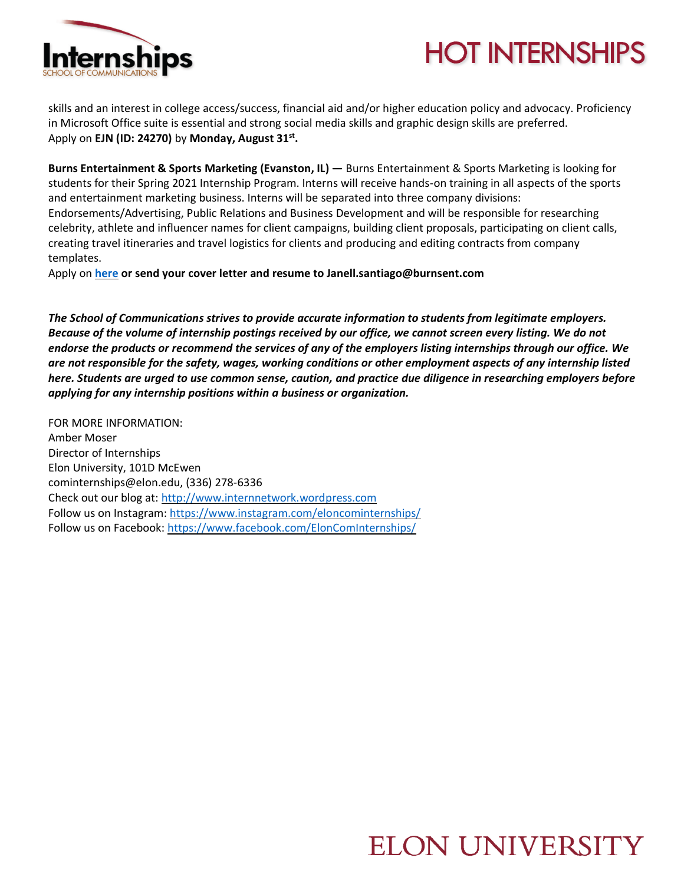skills and an interest in college access/success, financial aid and/or higher education policy and advocacy. Proficiency in Microsoft Office suite is essential and strong social media skills and graphic design skills are preferred.
Apply on **EJN (ID: 24270)** by **Monday, August 31st.**

**Burns Entertainment & Sports Marketing (Evanston, IL) —** Burns Entertainment & Sports Marketing is looking for students for their Spring 2021 Internship Program. Interns will receive hands-on training in all aspects of the sports and entertainment marketing business. Interns will be separated into three company divisions: Endorsements/Advertising, Public Relations and Business Development and will be responsible for researching celebrity, athlete and influencer names for client campaigns, building client proposals, participating on client calls, creating travel itineraries and travel logistics for clients and producing and editing contracts from company templates.
Apply on **here or send your cover letter and resume to Janell.santiago@burnsent.com**

***The School of Communications strives to provide accurate information to students from legitimate employers. Because of the volume of internship postings received by our office, we cannot screen every listing. We do not endorse the products or recommend the services of any of the employers listing internships through our office. We are not responsible for the safety, wages, working conditions or other employment aspects of any internship listed here. Students are urged to use common sense, caution, and practice due diligence in researching employers before applying for any internship positions within a business or organization.***

FOR MORE INFORMATION:
Amber Moser
Director of Internships
Elon University, 101D McEwen
cominternships@elon.edu, (336) 278-6336
Check out our blog at: http://www.internnetwork.wordpress.com
Follow us on Instagram: https://www.instagram.com/eloncominternships/
Follow us on Facebook: https://www.facebook.com/ElonComInternships/